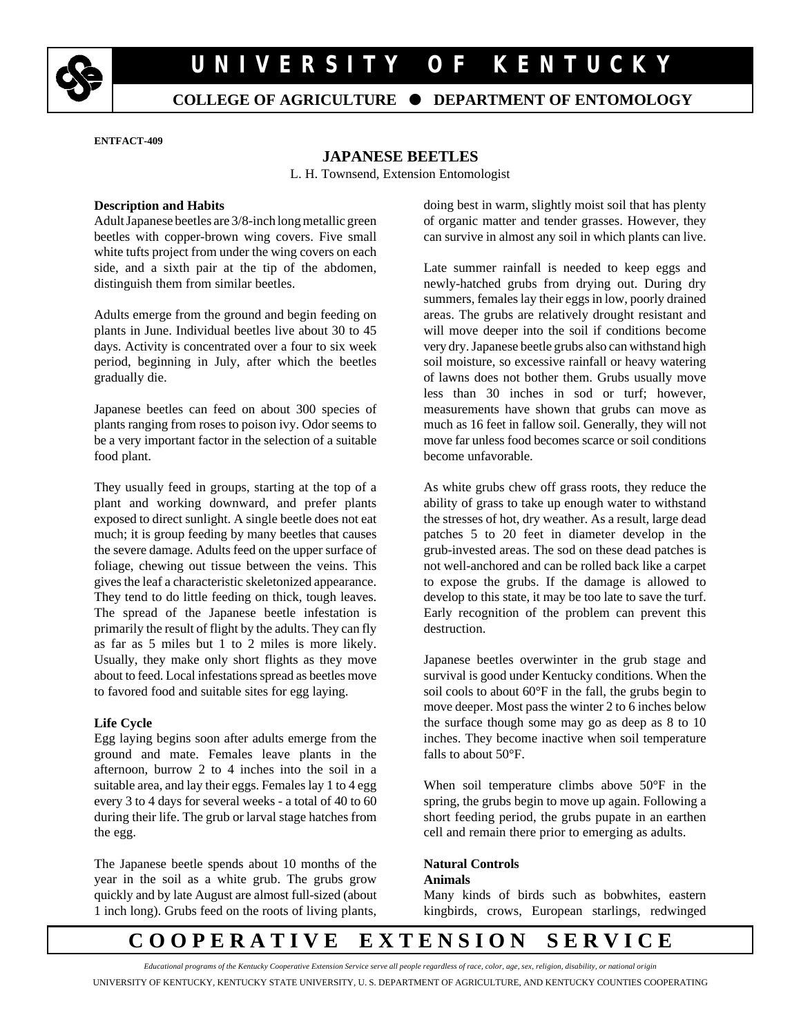# UNIVERSITY OF KENTUCKY

**COLLEGE OF AGRICULTURE ● DEPARTMENT OF ENTOMOLOGY**

**ENTFACT-409**

## JAPANESE BEETLES

L. H. Townsend, Extension Entomologist

### Description and Habits

Adult Japanese beetles are 3/8-inch long metallic green beetles with copper-brown wing covers. Five small white tufts project from under the wing covers on each side, and a sixth pair at the tip of the abdomen, distinguish them from similar beetles.

Adults emerge from the ground and begin feeding on plants in June. Individual beetles live about 30 to 45 days. Activity is concentrated over a four to six week period, beginning in July, after which the beetles gradually die.

Japanese beetles can feed on about 300 species of plants ranging from roses to poison ivy. Odor seems to be a very important factor in the selection of a suitable food plant.

They usually feed in groups, starting at the top of a plant and working downward, and prefer plants exposed to direct sunlight. A single beetle does not eat much; it is group feeding by many beetles that causes the severe damage. Adults feed on the upper surface of foliage, chewing out tissue between the veins. This gives the leaf a characteristic skeletonized appearance. They tend to do little feeding on thick, tough leaves. The spread of the Japanese beetle infestation is primarily the result of flight by the adults. They can fly as far as 5 miles but 1 to 2 miles is more likely. Usually, they make only short flights as they move about to feed. Local infestations spread as beetles move to favored food and suitable sites for egg laying.

### Life Cycle

Egg laying begins soon after adults emerge from the ground and mate. Females leave plants in the afternoon, burrow 2 to 4 inches into the soil in a suitable area, and lay their eggs. Females lay 1 to 4 egg every 3 to 4 days for several weeks - a total of 40 to 60 during their life. The grub or larval stage hatches from the egg.

The Japanese beetle spends about 10 months of the year in the soil as a white grub. The grubs grow quickly and by late August are almost full-sized (about 1 inch long). Grubs feed on the roots of living plants, doing best in warm, slightly moist soil that has plenty of organic matter and tender grasses. However, they can survive in almost any soil in which plants can live.

Late summer rainfall is needed to keep eggs and newly-hatched grubs from drying out. During dry summers, females lay their eggs in low, poorly drained areas. The grubs are relatively drought resistant and will move deeper into the soil if conditions become very dry. Japanese beetle grubs also can withstand high soil moisture, so excessive rainfall or heavy watering of lawns does not bother them. Grubs usually move less than 30 inches in sod or turf; however, measurements have shown that grubs can move as much as 16 feet in fallow soil. Generally, they will not move far unless food becomes scarce or soil conditions become unfavorable.

As white grubs chew off grass roots, they reduce the ability of grass to take up enough water to withstand the stresses of hot, dry weather. As a result, large dead patches 5 to 20 feet in diameter develop in the grub-invested areas. The sod on these dead patches is not well-anchored and can be rolled back like a carpet to expose the grubs. If the damage is allowed to develop to this state, it may be too late to save the turf. Early recognition of the problem can prevent this destruction.

Japanese beetles overwinter in the grub stage and survival is good under Kentucky conditions. When the soil cools to about 60°F in the fall, the grubs begin to move deeper. Most pass the winter 2 to 6 inches below the surface though some may go as deep as 8 to 10 inches. They become inactive when soil temperature falls to about 50°F.

When soil temperature climbs above 50°F in the spring, the grubs begin to move up again. Following a short feeding period, the grubs pupate in an earthen cell and remain there prior to emerging as adults.

### Natural Controls

#### Animals

Many kinds of birds such as bobwhites, eastern kingbirds, crows, European starlings, redwinged

**COOPERATIVE EXTENSION SERVICE**

*Educational programs of the Kentucky Cooperative Extension Service serve all people regardless of race, color, age, sex, religion, disability, or national origin*

UNIVERSITY OF KENTUCKY, KENTUCKY STATE UNIVERSITY, U. S. DEPARTMENT OF AGRICULTURE, AND KENTUCKY COUNTIES COOPERATING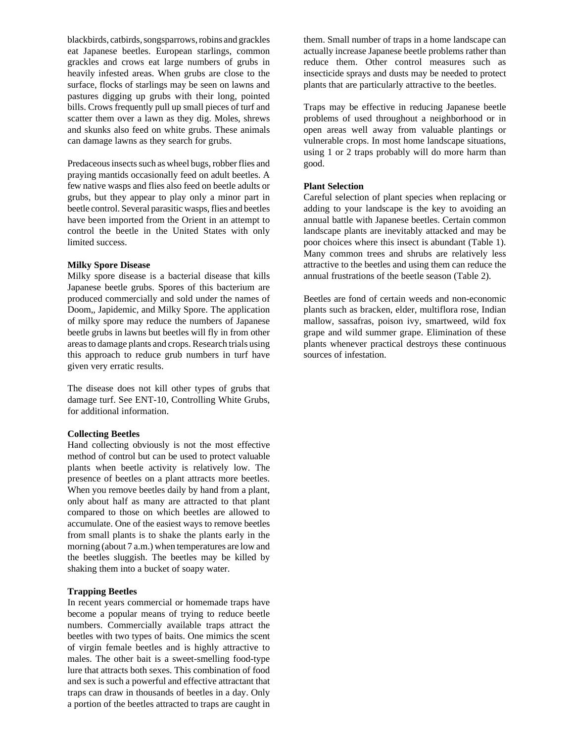blackbirds, catbirds, songsparrows, robins and grackles eat Japanese beetles. European starlings, common grackles and crows eat large numbers of grubs in heavily infested areas. When grubs are close to the surface, flocks of starlings may be seen on lawns and pastures digging up grubs with their long, pointed bills. Crows frequently pull up small pieces of turf and scatter them over a lawn as they dig. Moles, shrews and skunks also feed on white grubs. These animals can damage lawns as they search for grubs.

Predaceous insects such as wheel bugs, robber flies and praying mantids occasionally feed on adult beetles. A few native wasps and flies also feed on beetle adults or grubs, but they appear to play only a minor part in beetle control. Several parasitic wasps, flies and beetles have been imported from the Orient in an attempt to control the beetle in the United States with only limited success.

**Milky Spore Disease**

Milky spore disease is a bacterial disease that kills Japanese beetle grubs. Spores of this bacterium are produced commercially and sold under the names of Doom,, Japidemic, and Milky Spore. The application of milky spore may reduce the numbers of Japanese beetle grubs in lawns but beetles will fly in from other areas to damage plants and crops. Research trials using this approach to reduce grub numbers in turf have given very erratic results.

The disease does not kill other types of grubs that damage turf. See ENT-10, Controlling White Grubs, for additional information.

**Collecting Beetles**

Hand collecting obviously is not the most effective method of control but can be used to protect valuable plants when beetle activity is relatively low. The presence of beetles on a plant attracts more beetles. When you remove beetles daily by hand from a plant, only about half as many are attracted to that plant compared to those on which beetles are allowed to accumulate. One of the easiest ways to remove beetles from small plants is to shake the plants early in the morning (about 7 a.m.) when temperatures are low and the beetles sluggish. The beetles may be killed by shaking them into a bucket of soapy water.

**Trapping Beetles**

In recent years commercial or homemade traps have become a popular means of trying to reduce beetle numbers. Commercially available traps attract the beetles with two types of baits. One mimics the scent of virgin female beetles and is highly attractive to males. The other bait is a sweet-smelling food-type lure that attracts both sexes. This combination of food and sex is such a powerful and effective attractant that traps can draw in thousands of beetles in a day. Only a portion of the beetles attracted to traps are caught in them. Small number of traps in a home landscape can actually increase Japanese beetle problems rather than reduce them. Other control measures such as insecticide sprays and dusts may be needed to protect plants that are particularly attractive to the beetles.

Traps may be effective in reducing Japanese beetle problems of used throughout a neighborhood or in open areas well away from valuable plantings or vulnerable crops. In most home landscape situations, using 1 or 2 traps probably will do more harm than good.

**Plant Selection**

Careful selection of plant species when replacing or adding to your landscape is the key to avoiding an annual battle with Japanese beetles. Certain common landscape plants are inevitably attacked and may be poor choices where this insect is abundant (Table 1). Many common trees and shrubs are relatively less attractive to the beetles and using them can reduce the annual frustrations of the beetle season (Table 2).

Beetles are fond of certain weeds and non-economic plants such as bracken, elder, multiflora rose, Indian mallow, sassafras, poison ivy, smartweed, wild fox grape and wild summer grape. Elimination of these plants whenever practical destroys these continuous sources of infestation.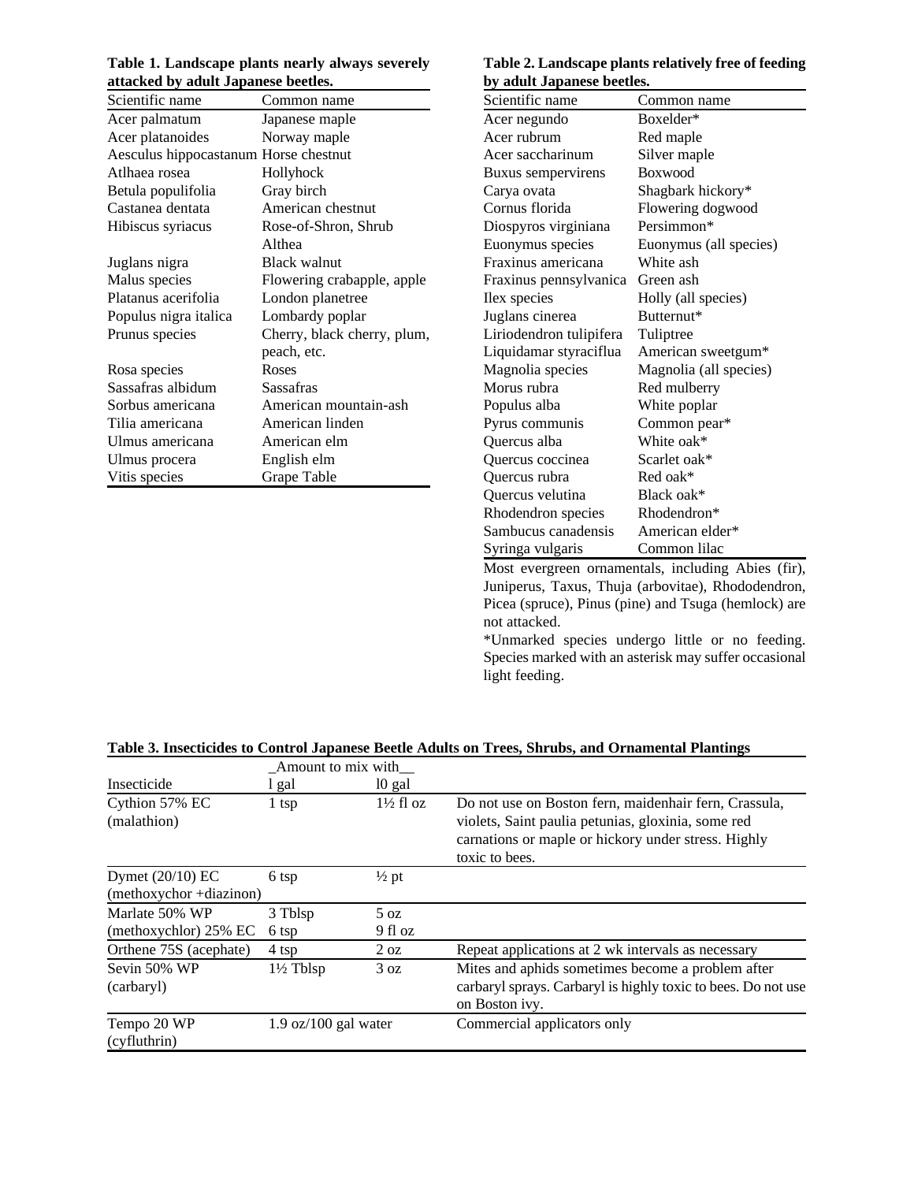**Table 1. Landscape plants nearly always severely attacked by adult Japanese beetles.**

| Scientific name | Common name |
|---|---|
| Acer palmatum | Japanese maple |
| Acer platanoides | Norway maple |
| Aesculus hippocastanum | Horse chestnut |
| Atlhaea rosea | Hollyhock |
| Betula populifolia | Gray birch |
| Castanea dentata | American chestnut |
| Hibiscus syriacus | Rose-of-Shron, Shrub Althea |
| Juglans nigra | Black walnut |
| Malus species | Flowering crabapple, apple |
| Platanus acerifolia | London planetree |
| Populus nigra italica | Lombardy poplar |
| Prunus species | Cherry, black cherry, plum, peach, etc. |
| Rosa species | Roses |
| Sassafras albidum | Sassafras |
| Sorbus americana | American mountain-ash |
| Tilia americana | American linden |
| Ulmus americana | American elm |
| Ulmus procera | English elm |
| Vitis species | Grape Table |

**Table 2. Landscape plants relatively free of feeding by adult Japanese beetles.**

| Scientific name | Common name |
|---|---|
| Acer negundo | Boxelder* |
| Acer rubrum | Red maple |
| Acer saccharinum | Silver maple |
| Buxus sempervirens | Boxwood |
| Carya ovata | Shagbark hickory* |
| Cornus florida | Flowering dogwood |
| Diospyros virginiana | Persimmon* |
| Euonymus species | Euonymus (all species) |
| Fraxinus americana | White ash |
| Fraxinus pennsylvanica | Green ash |
| Ilex species | Holly (all species) |
| Juglans cinerea | Butternut* |
| Liriodendron tulipifera | Tuliptree |
| Liquidamar styraciflua | American sweetgum* |
| Magnolia species | Magnolia (all species) |
| Morus rubra | Red mulberry |
| Populus alba | White poplar |
| Pyrus communis | Common pear* |
| Quercus alba | White oak* |
| Quercus coccinea | Scarlet oak* |
| Quercus rubra | Red oak* |
| Quercus velutina | Black oak* |
| Rhodendron species | Rhodendron* |
| Sambucus canadensis | American elder* |
| Syringa vulgaris | Common lilac |

Most evergreen ornamentals, including Abies (fir), Juniperus, Taxus, Thuja (arbovitae), Rhododendron, Picea (spruce), Pinus (pine) and Tsuga (hemlock) are not attacked.

*Unmarked species undergo little or no feeding. Species marked with an asterisk may suffer occasional light feeding.

**Table 3. Insecticides to Control Japanese Beetle Adults on Trees, Shrubs, and Ornamental Plantings**

| Insecticide | Amount to mix with 1 gal | Amount to mix with 10 gal | |
|---|---|---|---|
| Cythion 57% EC (malathion) | 1 tsp | 1½ fl oz | Do not use on Boston fern, maidenhair fern, Crassula, violets, Saint paulia petunias, gloxinia, some red carnations or maple or hickory under stress. Highly toxic to bees. |
| Dymet (20/10) EC (methoxychor +diazinon) | 6 tsp | ½ pt | |
| Marlate 50% WP | 3 Tblsp | 5 oz | |
| (methoxychlor) 25% EC | 6 tsp | 9 fl oz | |
| Orthene 75S (acephate) | 4 tsp | 2 oz | Repeat applications at 2 wk intervals as necessary |
| Sevin 50% WP (carbaryl) | 1½ Tblsp | 3 oz | Mites and aphids sometimes become a problem after carbaryl sprays. Carbaryl is highly toxic to bees. Do not use on Boston ivy. |
| Tempo 20 WP (cyfluthrin) | 1.9 oz/100 gal water | | Commercial applicators only |